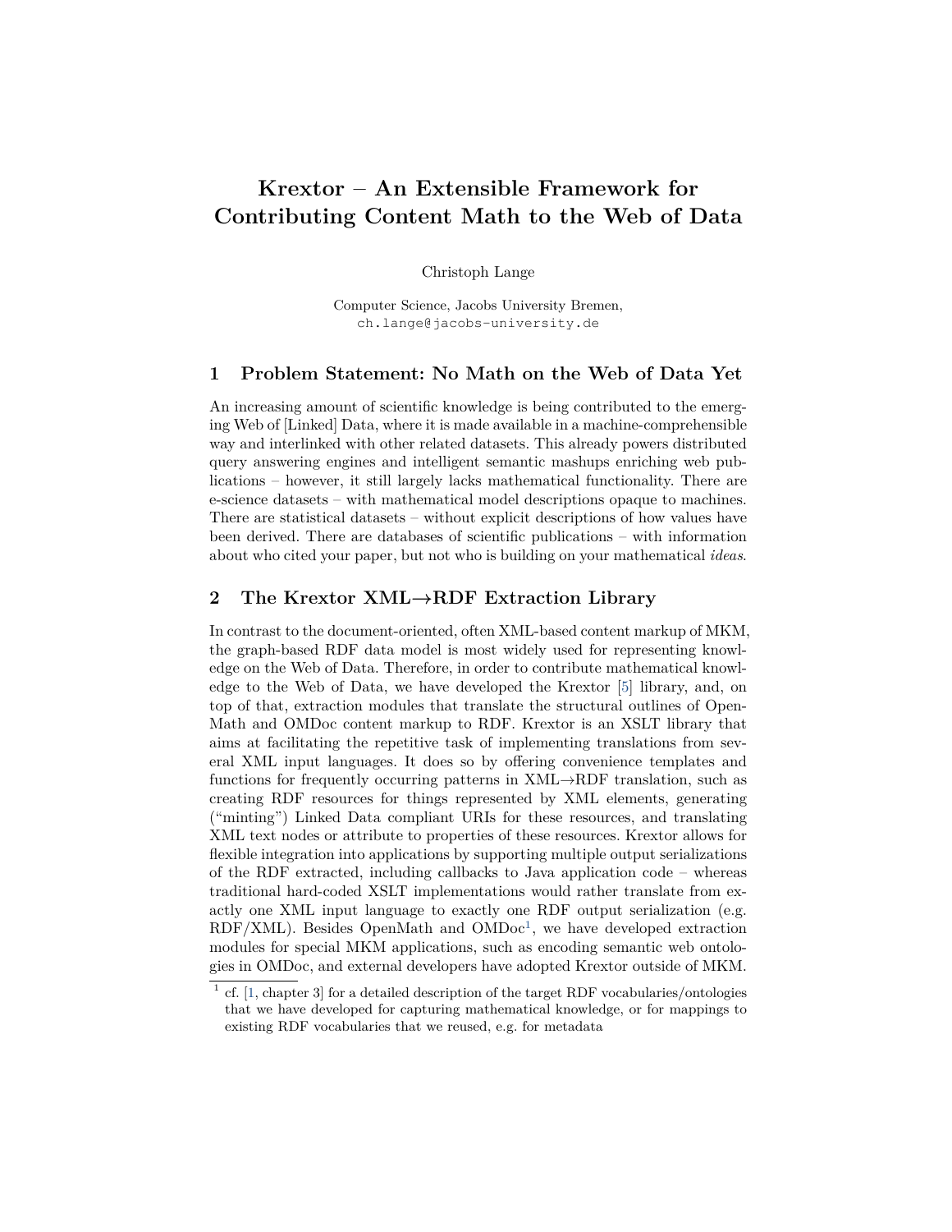# Krextor – An Extensible Framework for Contributing Content Math to the Web of Data

Christoph Lange

Computer Science, Jacobs University Bremen,
ch.lange@jacobs-university.de

## 1 Problem Statement: No Math on the Web of Data Yet

An increasing amount of scientific knowledge is being contributed to the emerging Web of [Linked] Data, where it is made available in a machine-comprehensible way and interlinked with other related datasets. This already powers distributed query answering engines and intelligent semantic mashups enriching web publications – however, it still largely lacks mathematical functionality. There are e-science datasets – with mathematical model descriptions opaque to machines. There are statistical datasets – without explicit descriptions of how values have been derived. There are databases of scientific publications – with information about who cited your paper, but not who is building on your mathematical *ideas*.

## 2 The Krextor XML→RDF Extraction Library

In contrast to the document-oriented, often XML-based content markup of MKM, the graph-based RDF data model is most widely used for representing knowledge on the Web of Data. Therefore, in order to contribute mathematical knowledge to the Web of Data, we have developed the Krextor [5] library, and, on top of that, extraction modules that translate the structural outlines of OpenMath and OMDoc content markup to RDF. Krextor is an XSLT library that aims at facilitating the repetitive task of implementing translations from several XML input languages. It does so by offering convenience templates and functions for frequently occurring patterns in XML→RDF translation, such as creating RDF resources for things represented by XML elements, generating (“minting”) Linked Data compliant URIs for these resources, and translating XML text nodes or attribute to properties of these resources. Krextor allows for flexible integration into applications by supporting multiple output serializations of the RDF extracted, including callbacks to Java application code – whereas traditional hard-coded XSLT implementations would rather translate from exactly one XML input language to exactly one RDF output serialization (e.g. RDF/XML). Besides OpenMath and OMDoc[1], we have developed extraction modules for special MKM applications, such as encoding semantic web ontologies in OMDoc, and external developers have adopted Krextor outside of MKM.

[1] cf. [1, chapter 3] for a detailed description of the target RDF vocabularies/ontologies that we have developed for capturing mathematical knowledge, or for mappings to existing RDF vocabularies that we reused, e.g. for metadata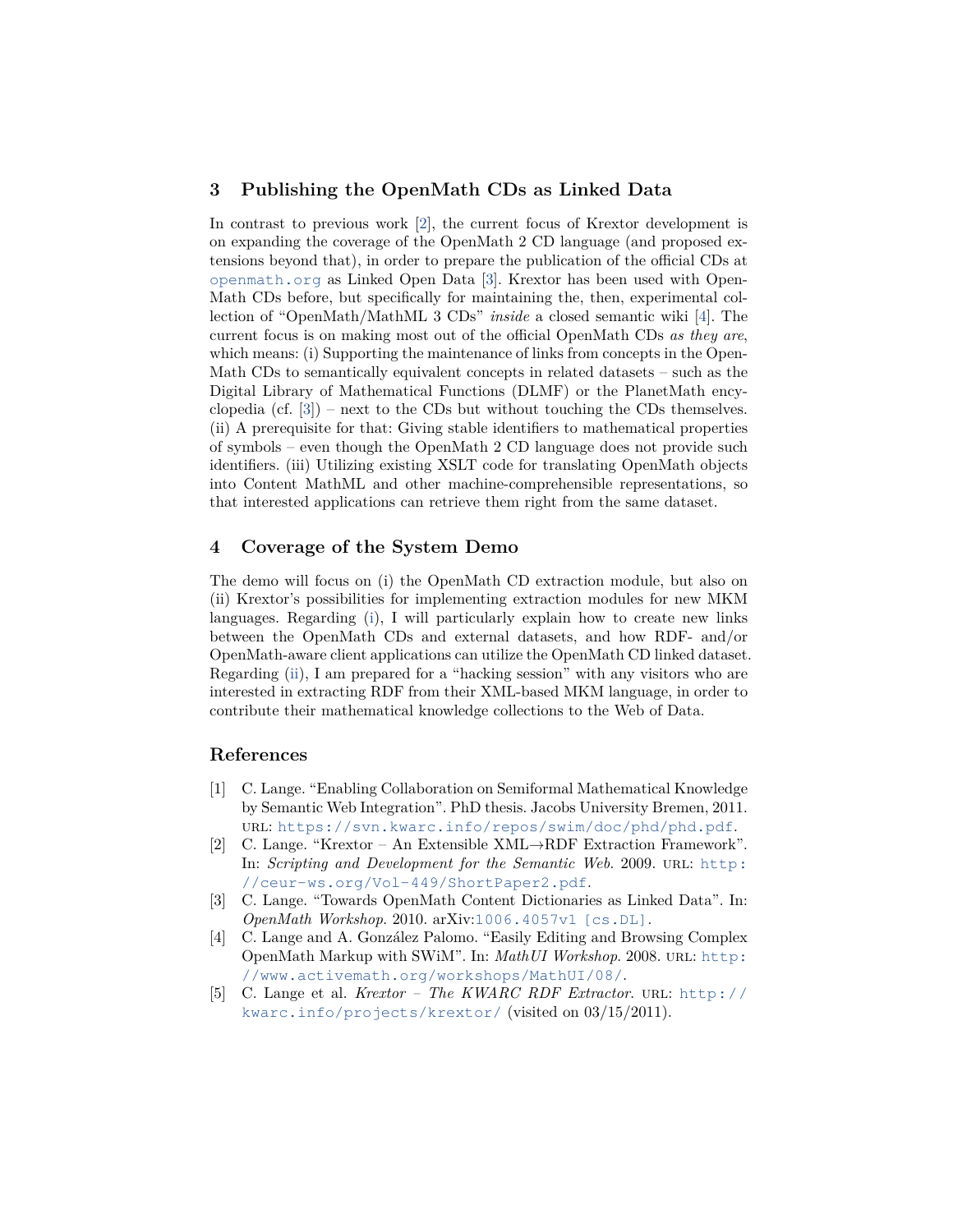## 3 Publishing the OpenMath CDs as Linked Data

In contrast to previous work [2], the current focus of Krextor development is on expanding the coverage of the OpenMath 2 CD language (and proposed extensions beyond that), in order to prepare the publication of the official CDs at openmath.org as Linked Open Data [3]. Krextor has been used with OpenMath CDs before, but specifically for maintaining the, then, experimental collection of "OpenMath/MathML 3 CDs" *inside* a closed semantic wiki [4]. The current focus is on making most out of the official OpenMath CDs *as they are*, which means: (i) Supporting the maintenance of links from concepts in the OpenMath CDs to semantically equivalent concepts in related datasets – such as the Digital Library of Mathematical Functions (DLMF) or the PlanetMath encyclopedia (cf. [3]) – next to the CDs but without touching the CDs themselves. (ii) A prerequisite for that: Giving stable identifiers to mathematical properties of symbols – even though the OpenMath 2 CD language does not provide such identifiers. (iii) Utilizing existing XSLT code for translating OpenMath objects into Content MathML and other machine-comprehensible representations, so that interested applications can retrieve them right from the same dataset.

## 4 Coverage of the System Demo

The demo will focus on (i) the OpenMath CD extraction module, but also on (ii) Krextor's possibilities for implementing extraction modules for new MKM languages. Regarding (i), I will particularly explain how to create new links between the OpenMath CDs and external datasets, and how RDF- and/or OpenMath-aware client applications can utilize the OpenMath CD linked dataset. Regarding (ii), I am prepared for a "hacking session" with any visitors who are interested in extracting RDF from their XML-based MKM language, in order to contribute their mathematical knowledge collections to the Web of Data.

## References

[1] C. Lange. "Enabling Collaboration on Semiformal Mathematical Knowledge by Semantic Web Integration". PhD thesis. Jacobs University Bremen, 2011. URL: https://svn.kwarc.info/repos/swim/doc/phd/phd.pdf.

[2] C. Lange. "Krextor – An Extensible XML→RDF Extraction Framework". In: *Scripting and Development for the Semantic Web*. 2009. URL: http://ceur-ws.org/Vol-449/ShortPaper2.pdf.

[3] C. Lange. "Towards OpenMath Content Dictionaries as Linked Data". In: *OpenMath Workshop*. 2010. arXiv:1006.4057v1 [cs.DL].

[4] C. Lange and A. González Palomo. "Easily Editing and Browsing Complex OpenMath Markup with SWiM". In: *MathUI Workshop*. 2008. URL: http://www.activemath.org/workshops/MathUI/08/.

[5] C. Lange et al. *Krextor – The KWARC RDF Extractor*. URL: http://kwarc.info/projects/krextor/ (visited on 03/15/2011).